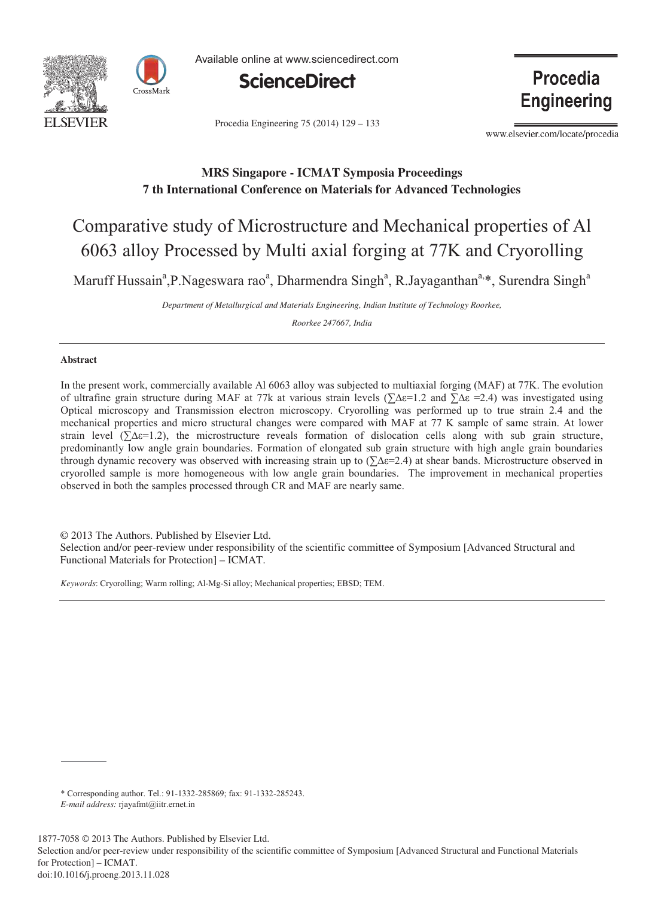MRS Singapore - ICMAT Symposia Proceedings
7 th International Conference on Materials for Advanced Technologies

# Comparative study of Microstructure and Mechanical properties of Al 6063 alloy Processed by Multi axial forging at 77K and Cryorolling

Maruff Hussain[a], P.Nageswara rao[a], Dharmendra Singh[a], R.Jayaganthan[a,*], Surendra Singh[a]

*Department of Metallurgical and Materials Engineering, Indian Institute of Technology Roorkee, Roorkee 247667, India*

## Abstract

In the present work, commercially available Al 6063 alloy was subjected to multiaxial forging (MAF) at 77K. The evolution of ultrafine grain structure during MAF at 77k at various strain levels ($\sum\Delta\varepsilon$=1.2 and $\sum\Delta\varepsilon$ =2.4) was investigated using Optical microscopy and Transmission electron microscopy. Cryorolling was performed up to true strain 2.4 and the mechanical properties and micro structural changes were compared with MAF at 77 K sample of same strain. At lower strain level ($\sum\Delta\varepsilon$=1.2), the microstructure reveals formation of dislocation cells along with sub grain structure, predominantly low angle grain boundaries. Formation of elongated sub grain structure with high angle grain boundaries through dynamic recovery was observed with increasing strain up to ($\sum\Delta\varepsilon$=2.4) at shear bands. Microstructure observed in cryorolled sample is more homogeneous with low angle grain boundaries. The improvement in mechanical properties observed in both the samples processed through CR and MAF are nearly same.

© 2013 The Authors. Published by Elsevier Ltd.
Selection and/or peer-review under responsibility of the scientific committee of Symposium [Advanced Structural and Functional Materials for Protection] – ICMAT.

*Keywords*: Cryorolling; Warm rolling; Al-Mg-Si alloy; Mechanical properties; EBSD; TEM.

---

\* Corresponding author. Tel.: 91-1332-285869; fax: 91-1332-285243.
*E-mail address:* rjayafmt@iitr.ernet.in

1877-7058 © 2013 The Authors. Published by Elsevier Ltd.
Selection and/or peer-review under responsibility of the scientific committee of Symposium [Advanced Structural and Functional Materials for Protection] – ICMAT.
doi:10.1016/j.proeng.2013.11.028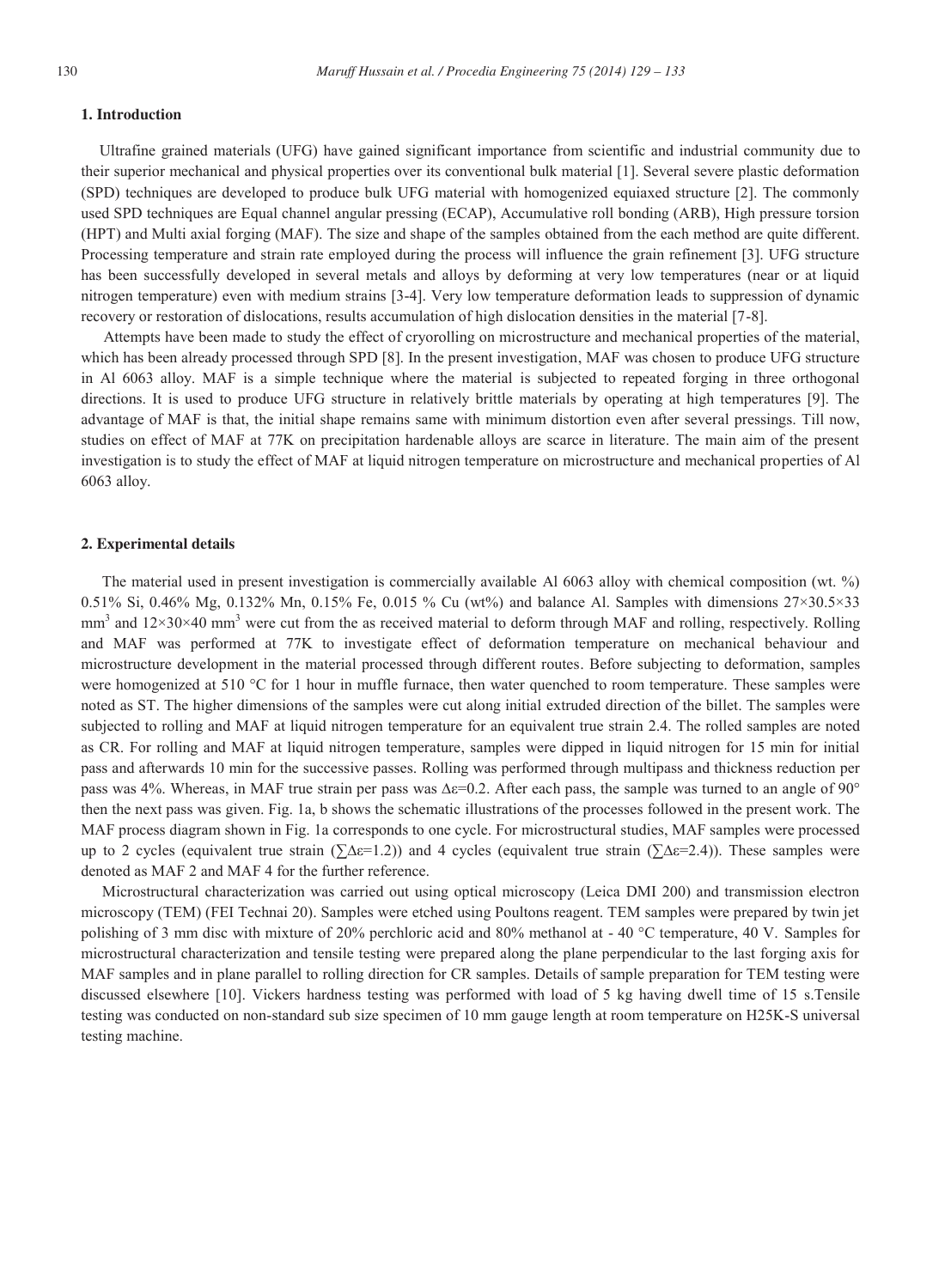## 1. Introduction

Ultrafine grained materials (UFG) have gained significant importance from scientific and industrial community due to their superior mechanical and physical properties over its conventional bulk material [1]. Several severe plastic deformation (SPD) techniques are developed to produce bulk UFG material with homogenized equiaxed structure [2]. The commonly used SPD techniques are Equal channel angular pressing (ECAP), Accumulative roll bonding (ARB), High pressure torsion (HPT) and Multi axial forging (MAF). The size and shape of the samples obtained from the each method are quite different. Processing temperature and strain rate employed during the process will influence the grain refinement [3]. UFG structure has been successfully developed in several metals and alloys by deforming at very low temperatures (near or at liquid nitrogen temperature) even with medium strains [3-4]. Very low temperature deformation leads to suppression of dynamic recovery or restoration of dislocations, results accumulation of high dislocation densities in the material [7-8].

Attempts have been made to study the effect of cryorolling on microstructure and mechanical properties of the material, which has been already processed through SPD [8]. In the present investigation, MAF was chosen to produce UFG structure in Al 6063 alloy. MAF is a simple technique where the material is subjected to repeated forging in three orthogonal directions. It is used to produce UFG structure in relatively brittle materials by operating at high temperatures [9]. The advantage of MAF is that, the initial shape remains same with minimum distortion even after several pressings. Till now, studies on effect of MAF at 77K on precipitation hardenable alloys are scarce in literature. The main aim of the present investigation is to study the effect of MAF at liquid nitrogen temperature on microstructure and mechanical properties of Al 6063 alloy.

## 2. Experimental details

The material used in present investigation is commercially available Al 6063 alloy with chemical composition (wt. %) 0.51% Si, 0.46% Mg, 0.132% Mn, 0.15% Fe, 0.015 % Cu (wt%) and balance Al. Samples with dimensions 27×30.5×33 mm$^3$ and 12×30×40 mm$^3$ were cut from the as received material to deform through MAF and rolling, respectively. Rolling and MAF was performed at 77K to investigate effect of deformation temperature on mechanical behaviour and microstructure development in the material processed through different routes. Before subjecting to deformation, samples were homogenized at 510 °C for 1 hour in muffle furnace, then water quenched to room temperature. These samples were noted as ST. The higher dimensions of the samples were cut along initial extruded direction of the billet. The samples were subjected to rolling and MAF at liquid nitrogen temperature for an equivalent true strain 2.4. The rolled samples are noted as CR. For rolling and MAF at liquid nitrogen temperature, samples were dipped in liquid nitrogen for 15 min for initial pass and afterwards 10 min for the successive passes. Rolling was performed through multipass and thickness reduction per pass was 4%. Whereas, in MAF true strain per pass was $\Delta\varepsilon$=0.2. After each pass, the sample was turned to an angle of 90° then the next pass was given. Fig. 1a, b shows the schematic illustrations of the processes followed in the present work. The MAF process diagram shown in Fig. 1a corresponds to one cycle. For microstructural studies, MAF samples were processed up to 2 cycles (equivalent true strain ($\sum\Delta\varepsilon$=1.2)) and 4 cycles (equivalent true strain ($\sum\Delta\varepsilon$=2.4)). These samples were denoted as MAF 2 and MAF 4 for the further reference.

Microstructural characterization was carried out using optical microscopy (Leica DMI 200) and transmission electron microscopy (TEM) (FEI Technai 20). Samples were etched using Poultons reagent. TEM samples were prepared by twin jet polishing of 3 mm disc with mixture of 20% perchloric acid and 80% methanol at - 40 °C temperature, 40 V. Samples for microstructural characterization and tensile testing were prepared along the plane perpendicular to the last forging axis for MAF samples and in plane parallel to rolling direction for CR samples. Details of sample preparation for TEM testing were discussed elsewhere [10]. Vickers hardness testing was performed with load of 5 kg having dwell time of 15 s.Tensile testing was conducted on non-standard sub size specimen of 10 mm gauge length at room temperature on H25K-S universal testing machine.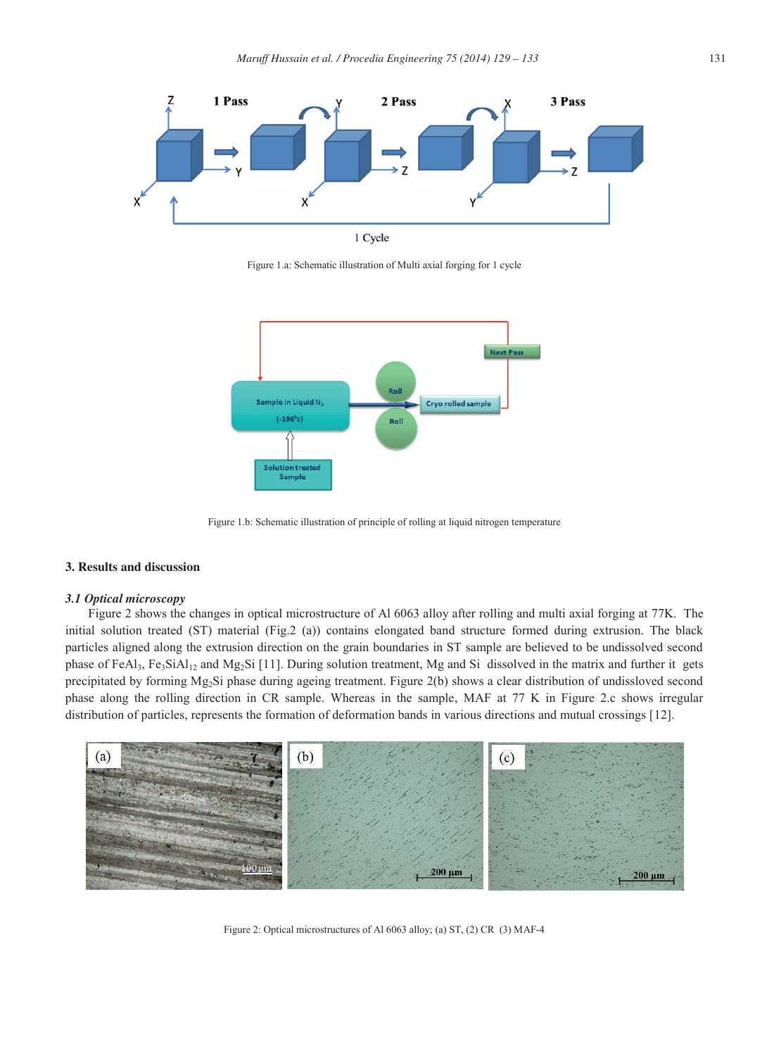Figure 1.a: Schematic illustration of Multi axial forging for 1 cycle

Figure 1.b: Schematic illustration of principle of rolling at liquid nitrogen temperature

## 3. Results and discussion

### *3.1 Optical microscopy*

Figure 2 shows the changes in optical microstructure of Al 6063 alloy after rolling and multi axial forging at 77K. The initial solution treated (ST) material (Fig.2 (a)) contains elongated band structure formed during extrusion. The black particles aligned along the extrusion direction on the grain boundaries in ST sample are believed to be undissolved second phase of $FeAl_3$, $Fe_3SiAl_{12}$ and $Mg_2Si$ [11]. During solution treatment, Mg and Si dissolved in the matrix and further it gets precipitated by forming $Mg_2Si$ phase during ageing treatment. Figure 2(b) shows a clear distribution of undissloved second phase along the rolling direction in CR sample. Whereas in the sample, MAF at 77 K in Figure 2.c shows irregular distribution of particles, represents the formation of deformation bands in various directions and mutual crossings [12].

Figure 2: Optical microstructures of Al 6063 alloy; (a) ST, (2) CR (3) MAF-4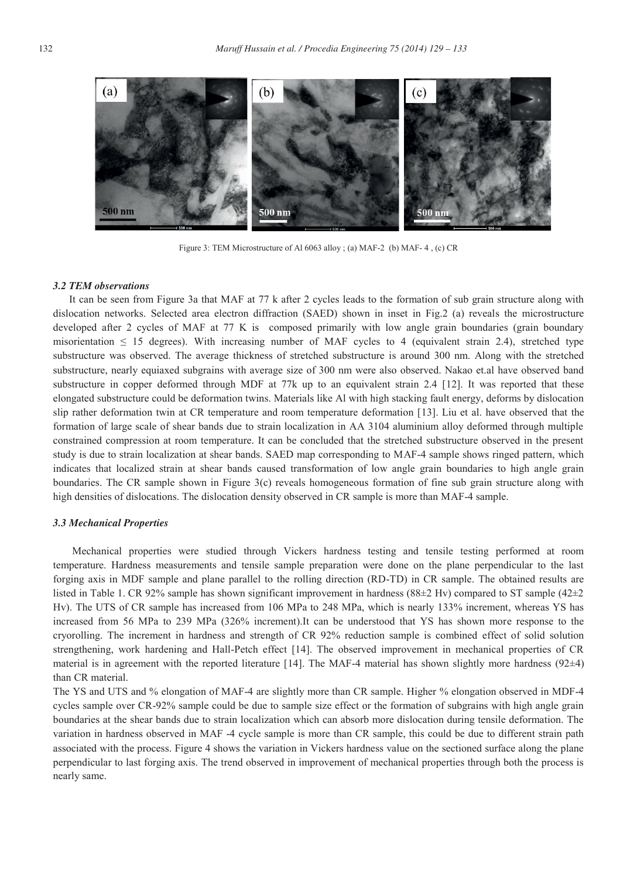Figure 3: TEM Microstructure of Al 6063 alloy ; (a) MAF-2 (b) MAF- 4 , (c) CR

### *3.2 TEM observations*

It can be seen from Figure 3a that MAF at 77 k after 2 cycles leads to the formation of sub grain structure along with dislocation networks. Selected area electron diffraction (SAED) shown in inset in Fig.2 (a) reveals the microstructure developed after 2 cycles of MAF at 77 K is composed primarily with low angle grain boundaries (grain boundary misorientation ≤ 15 degrees). With increasing number of MAF cycles to 4 (equivalent strain 2.4), stretched type substructure was observed. The average thickness of stretched substructure is around 300 nm. Along with the stretched substructure, nearly equiaxed subgrains with average size of 300 nm were also observed. Nakao et.al have observed band substructure in copper deformed through MDF at 77k up to an equivalent strain 2.4 [12]. It was reported that these elongated substructure could be deformation twins. Materials like Al with high stacking fault energy, deforms by dislocation slip rather deformation twin at CR temperature and room temperature deformation [13]. Liu et al. have observed that the formation of large scale of shear bands due to strain localization in AA 3104 aluminium alloy deformed through multiple constrained compression at room temperature. It can be concluded that the stretched substructure observed in the present study is due to strain localization at shear bands. SAED map corresponding to MAF-4 sample shows ringed pattern, which indicates that localized strain at shear bands caused transformation of low angle grain boundaries to high angle grain boundaries. The CR sample shown in Figure 3(c) reveals homogeneous formation of fine sub grain structure along with high densities of dislocations. The dislocation density observed in CR sample is more than MAF-4 sample.

### *3.3 Mechanical Properties*

Mechanical properties were studied through Vickers hardness testing and tensile testing performed at room temperature. Hardness measurements and tensile sample preparation were done on the plane perpendicular to the last forging axis in MDF sample and plane parallel to the rolling direction (RD-TD) in CR sample. The obtained results are listed in Table 1. CR 92% sample has shown significant improvement in hardness (88±2 Hv) compared to ST sample (42±2 Hv). The UTS of CR sample has increased from 106 MPa to 248 MPa, which is nearly 133% increment, whereas YS has increased from 56 MPa to 239 MPa (326% increment).It can be understood that YS has shown more response to the cryorolling. The increment in hardness and strength of CR 92% reduction sample is combined effect of solid solution strengthening, work hardening and Hall-Petch effect [14]. The observed improvement in mechanical properties of CR material is in agreement with the reported literature [14]. The MAF-4 material has shown slightly more hardness (92±4) than CR material.

The YS and UTS and % elongation of MAF-4 are slightly more than CR sample. Higher % elongation observed in MDF-4 cycles sample over CR-92% sample could be due to sample size effect or the formation of subgrains with high angle grain boundaries at the shear bands due to strain localization which can absorb more dislocation during tensile deformation. The variation in hardness observed in MAF -4 cycle sample is more than CR sample, this could be due to different strain path associated with the process. Figure 4 shows the variation in Vickers hardness value on the sectioned surface along the plane perpendicular to last forging axis. The trend observed in improvement of mechanical properties through both the process is nearly same.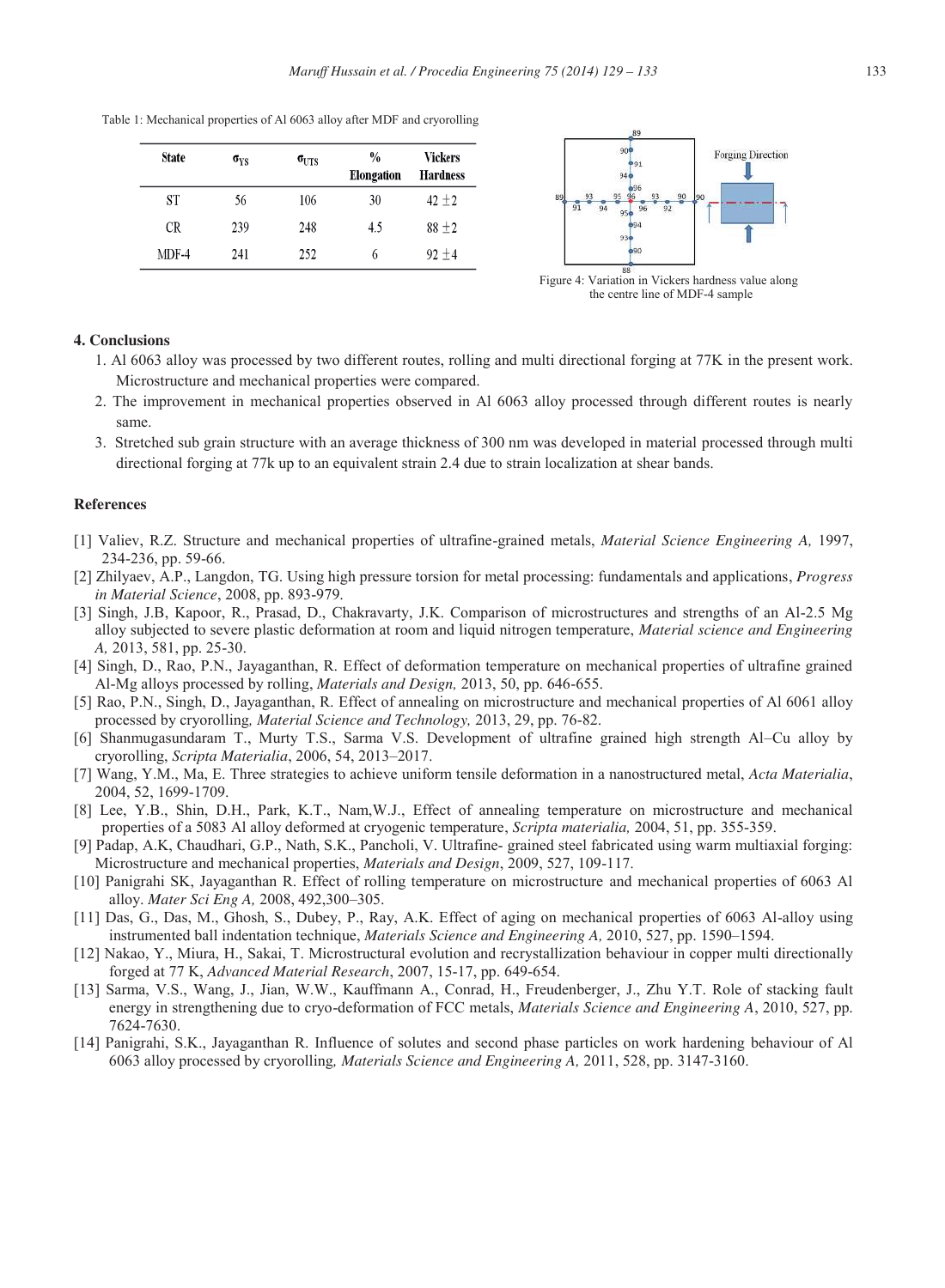Table 1: Mechanical properties of Al 6063 alloy after MDF and cryorolling

| State | $\sigma_{YS}$ | $\sigma_{UTS}$ | % Elongation | Vickers Hardness |
|---|---|---|---|---|
| ST | 56 | 106 | 30 | 42 ±2 |
| CR | 239 | 248 | 4.5 | 88 ±2 |
| MDF-4 | 241 | 252 | 6 | 92 ±4 |

89
90
91
94
96
Forging Direction
89 93 95 96 93 90 90
91 94 95 96 92
94
93
90
88

Figure 4: Variation in Vickers hardness value along the centre line of MDF-4 sample

## 4. Conclusions

1. Al 6063 alloy was processed by two different routes, rolling and multi directional forging at 77K in the present work. Microstructure and mechanical properties were compared.
2. The improvement in mechanical properties observed in Al 6063 alloy processed through different routes is nearly same.
3. Stretched sub grain structure with an average thickness of 300 nm was developed in material processed through multi directional forging at 77k up to an equivalent strain 2.4 due to strain localization at shear bands.

## References

[1] Valiev, R.Z. Structure and mechanical properties of ultrafine-grained metals, *Material Science Engineering A,* 1997, 234-236, pp. 59-66.

[2] Zhilyaev, A.P., Langdon, TG. Using high pressure torsion for metal processing: fundamentals and applications, *Progress in Material Science*, 2008, pp. 893-979.

[3] Singh, J.B, Kapoor, R., Prasad, D., Chakravarty, J.K. Comparison of microstructures and strengths of an Al-2.5 Mg alloy subjected to severe plastic deformation at room and liquid nitrogen temperature, *Material science and Engineering A,* 2013, 581, pp. 25-30.

[4] Singh, D., Rao, P.N., Jayaganthan, R. Effect of deformation temperature on mechanical properties of ultrafine grained Al-Mg alloys processed by rolling, *Materials and Design,* 2013, 50, pp. 646-655.

[5] Rao, P.N., Singh, D., Jayaganthan, R. Effect of annealing on microstructure and mechanical properties of Al 6061 alloy processed by cryorolling*, Material Science and Technology,* 2013, 29, pp. 76-82.

[6] Shanmugasundaram T., Murty T.S., Sarma V.S. Development of ultrafine grained high strength Al–Cu alloy by cryorolling, *Scripta Materialia*, 2006, 54, 2013–2017.

[7] Wang, Y.M., Ma, E. Three strategies to achieve uniform tensile deformation in a nanostructured metal, *Acta Materialia*, 2004, 52, 1699-1709.

[8] Lee, Y.B., Shin, D.H., Park, K.T., Nam,W.J., Effect of annealing temperature on microstructure and mechanical properties of a 5083 Al alloy deformed at cryogenic temperature, *Scripta materialia,* 2004, 51, pp. 355-359.

[9] Padap, A.K, Chaudhari, G.P., Nath, S.K., Pancholi, V. Ultrafine- grained steel fabricated using warm multiaxial forging: Microstructure and mechanical properties, *Materials and Design*, 2009, 527, 109-117.

[10] Panigrahi SK, Jayaganthan R. Effect of rolling temperature on microstructure and mechanical properties of 6063 Al alloy. *Mater Sci Eng A,* 2008, 492,300–305.

[11] Das, G., Das, M., Ghosh, S., Dubey, P., Ray, A.K. Effect of aging on mechanical properties of 6063 Al-alloy using instrumented ball indentation technique, *Materials Science and Engineering A,* 2010, 527, pp. 1590–1594.

[12] Nakao, Y., Miura, H., Sakai, T. Microstructural evolution and recrystallization behaviour in copper multi directionally forged at 77 K, *Advanced Material Research*, 2007, 15-17, pp. 649-654.

[13] Sarma, V.S., Wang, J., Jian, W.W., Kauffmann A., Conrad, H., Freudenberger, J., Zhu Y.T. Role of stacking fault energy in strengthening due to cryo-deformation of FCC metals, *Materials Science and Engineering A*, 2010, 527, pp. 7624-7630.

[14] Panigrahi, S.K., Jayaganthan R. Influence of solutes and second phase particles on work hardening behaviour of Al 6063 alloy processed by cryorolling*, Materials Science and Engineering A,* 2011, 528, pp. 3147-3160.